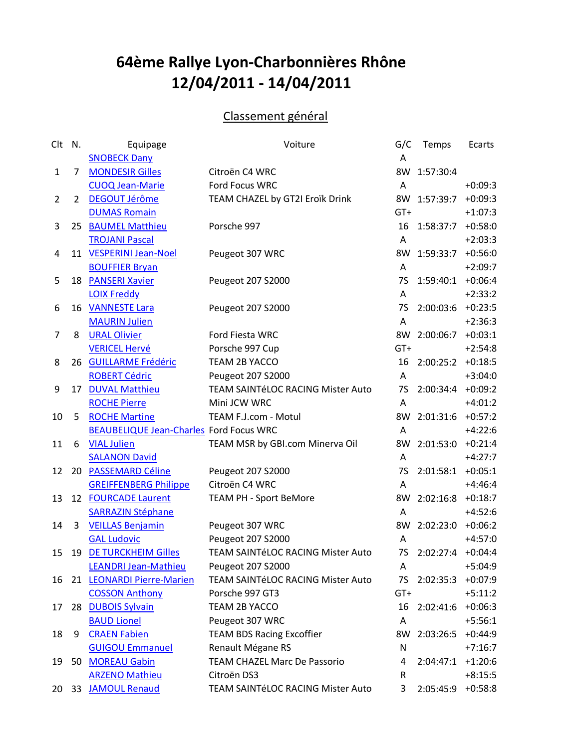# 64ème Rallye Lyon-Charbonnières Rhône
# 12/04/2011 - 14/04/2011

## Classement général

| Clt | N. | Equipage | Voiture | G/C | Temps | Ecarts |
|---|---|---|---|---|---|---|
| | | SNOBECK Dany | | A | | |
| 1 | 7 | MONDESIR Gilles | Citroën C4 WRC | 8W | 1:57:30:4 | |
| | | CUOQ Jean-Marie | Ford Focus WRC | A | | +0:09:3 |
| 2 | 2 | DEGOUT Jérôme | TEAM CHAZEL by GT2I Eroïk Drink | 8W | 1:57:39:7 | +0:09:3 |
| | | DUMAS Romain | | GT+ | | +1:07:3 |
| 3 | 25 | BAUMEL Matthieu | Porsche 997 | 16 | 1:58:37:7 | +0:58:0 |
| | | TROJANI Pascal | | A | | +2:03:3 |
| 4 | 11 | VESPERINI Jean-Noel | Peugeot 307 WRC | 8W | 1:59:33:7 | +0:56:0 |
| | | BOUFFIER Bryan | | A | | +2:09:7 |
| 5 | 18 | PANSERI Xavier | Peugeot 207 S2000 | 7S | 1:59:40:1 | +0:06:4 |
| | | LOIX Freddy | | A | | +2:33:2 |
| 6 | 16 | VANNESTE Lara | Peugeot 207 S2000 | 7S | 2:00:03:6 | +0:23:5 |
| | | MAURIN Julien | | A | | +2:36:3 |
| 7 | 8 | URAL Olivier | Ford Fiesta WRC | 8W | 2:00:06:7 | +0:03:1 |
| | | VERICEL Hervé | Porsche 997 Cup | GT+ | | +2:54:8 |
| 8 | 26 | GUILLARME Frédéric | TEAM 2B YACCO | 16 | 2:00:25:2 | +0:18:5 |
| | | ROBERT Cédric | Peugeot 207 S2000 | A | | +3:04:0 |
| 9 | 17 | DUVAL Matthieu | TEAM SAINTéLOC RACING Mister Auto | 7S | 2:00:34:4 | +0:09:2 |
| | | ROCHE Pierre | Mini JCW WRC | A | | +4:01:2 |
| 10 | 5 | ROCHE Martine | TEAM F.J.com - Motul | 8W | 2:01:31:6 | +0:57:2 |
| | | BEAUBELIQUE Jean-Charles | Ford Focus WRC | A | | +4:22:6 |
| 11 | 6 | VIAL Julien | TEAM MSR by GBI.com Minerva Oil | 8W | 2:01:53:0 | +0:21:4 |
| | | SALANON David | | A | | +4:27:7 |
| 12 | 20 | PASSEMARD Céline | Peugeot 207 S2000 | 7S | 2:01:58:1 | +0:05:1 |
| | | GREIFFENBERG Philippe | Citroën C4 WRC | A | | +4:46:4 |
| 13 | 12 | FOURCADE Laurent | TEAM PH - Sport BeMore | 8W | 2:02:16:8 | +0:18:7 |
| | | SARRAZIN Stéphane | | A | | +4:52:6 |
| 14 | 3 | VEILLAS Benjamin | Peugeot 307 WRC | 8W | 2:02:23:0 | +0:06:2 |
| | | GAL Ludovic | Peugeot 207 S2000 | A | | +4:57:0 |
| 15 | 19 | DE TURCKHEIM Gilles | TEAM SAINTéLOC RACING Mister Auto | 7S | 2:02:27:4 | +0:04:4 |
| | | LEANDRI Jean-Mathieu | Peugeot 207 S2000 | A | | +5:04:9 |
| 16 | 21 | LEONARDI Pierre-Marien | TEAM SAINTéLOC RACING Mister Auto | 7S | 2:02:35:3 | +0:07:9 |
| | | COSSON Anthony | Porsche 997 GT3 | GT+ | | +5:11:2 |
| 17 | 28 | DUBOIS Sylvain | TEAM 2B YACCO | 16 | 2:02:41:6 | +0:06:3 |
| | | BAUD Lionel | Peugeot 307 WRC | A | | +5:56:1 |
| 18 | 9 | CRAEN Fabien | TEAM BDS Racing Excoffier | 8W | 2:03:26:5 | +0:44:9 |
| | | GUIGOU Emmanuel | Renault Mégane RS | N | | +7:16:7 |
| 19 | 50 | MOREAU Gabin | TEAM CHAZEL Marc De Passorio | 4 | 2:04:47:1 | +1:20:6 |
| | | ARZENO Mathieu | Citroën DS3 | R | | +8:15:5 |
| 20 | 33 | JAMOUL Renaud | TEAM SAINTéLOC RACING Mister Auto | 3 | 2:05:45:9 | +0:58:8 |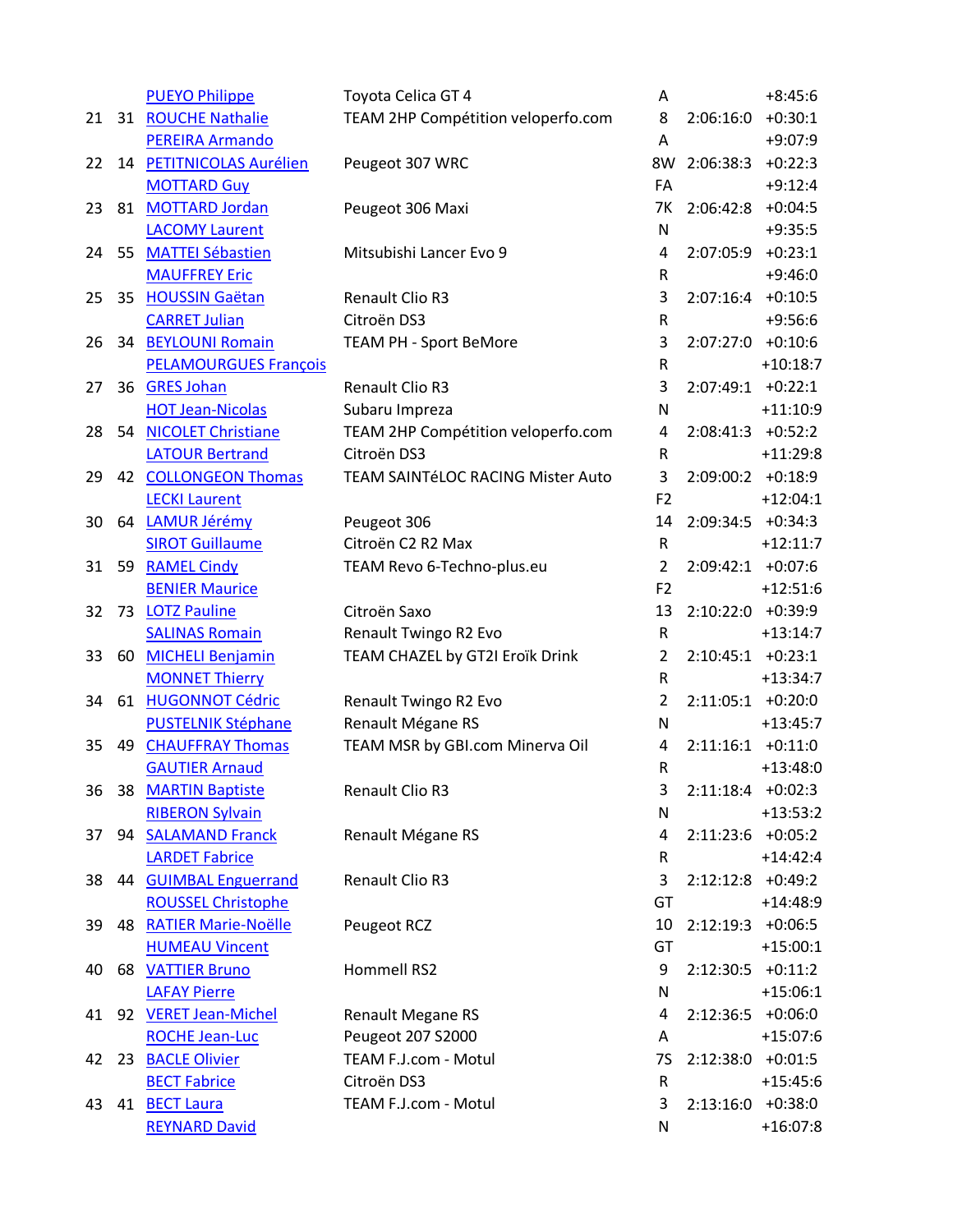| | | | | | | |
|---|---|---|---|---|---|---|
| | | PUEYO Philippe | Toyota Celica GT 4 | A | | +8:45:6 |
| 21 | 31 | ROUCHE Nathalie | TEAM 2HP Compétition veloperfo.com | 8 | 2:06:16:0 | +0:30:1 |
| | | PEREIRA Armando | | A | | +9:07:9 |
| 22 | 14 | PETITNICOLAS Aurélien | Peugeot 307 WRC | 8W | 2:06:38:3 | +0:22:3 |
| | | MOTTARD Guy | | FA | | +9:12:4 |
| 23 | 81 | MOTTARD Jordan | Peugeot 306 Maxi | 7K | 2:06:42:8 | +0:04:5 |
| | | LACOMY Laurent | | N | | +9:35:5 |
| 24 | 55 | MATTEI Sébastien | Mitsubishi Lancer Evo 9 | 4 | 2:07:05:9 | +0:23:1 |
| | | MAUFFREY Eric | | R | | +9:46:0 |
| 25 | 35 | HOUSSIN Gaëtan | Renault Clio R3 | 3 | 2:07:16:4 | +0:10:5 |
| | | CARRET Julian | Citroën DS3 | R | | +9:56:6 |
| 26 | 34 | BEYLOUNI Romain | TEAM PH - Sport BeMore | 3 | 2:07:27:0 | +0:10:6 |
| | | PELAMOURGUES François | | R | | +10:18:7 |
| 27 | 36 | GRES Johan | Renault Clio R3 | 3 | 2:07:49:1 | +0:22:1 |
| | | HOT Jean-Nicolas | Subaru Impreza | N | | +11:10:9 |
| 28 | 54 | NICOLET Christiane | TEAM 2HP Compétition veloperfo.com | 4 | 2:08:41:3 | +0:52:2 |
| | | LATOUR Bertrand | Citroën DS3 | R | | +11:29:8 |
| 29 | 42 | COLLONGEON Thomas | TEAM SAINTéLOC RACING Mister Auto | 3 | 2:09:00:2 | +0:18:9 |
| | | LECKI Laurent | | F2 | | +12:04:1 |
| 30 | 64 | LAMUR Jérémy | Peugeot 306 | 14 | 2:09:34:5 | +0:34:3 |
| | | SIROT Guillaume | Citroën C2 R2 Max | R | | +12:11:7 |
| 31 | 59 | RAMEL Cindy | TEAM Revo 6-Techno-plus.eu | 2 | 2:09:42:1 | +0:07:6 |
| | | BENIER Maurice | | F2 | | +12:51:6 |
| 32 | 73 | LOTZ Pauline | Citroën Saxo | 13 | 2:10:22:0 | +0:39:9 |
| | | SALINAS Romain | Renault Twingo R2 Evo | R | | +13:14:7 |
| 33 | 60 | MICHELI Benjamin | TEAM CHAZEL by GT2I Eroïk Drink | 2 | 2:10:45:1 | +0:23:1 |
| | | MONNET Thierry | | R | | +13:34:7 |
| 34 | 61 | HUGONNOT Cédric | Renault Twingo R2 Evo | 2 | 2:11:05:1 | +0:20:0 |
| | | PUSTELNIK Stéphane | Renault Mégane RS | N | | +13:45:7 |
| 35 | 49 | CHAUFFRAY Thomas | TEAM MSR by GBI.com Minerva Oil | 4 | 2:11:16:1 | +0:11:0 |
| | | GAUTIER Arnaud | | R | | +13:48:0 |
| 36 | 38 | MARTIN Baptiste | Renault Clio R3 | 3 | 2:11:18:4 | +0:02:3 |
| | | RIBERON Sylvain | | N | | +13:53:2 |
| 37 | 94 | SALAMAND Franck | Renault Mégane RS | 4 | 2:11:23:6 | +0:05:2 |
| | | LARDET Fabrice | | R | | +14:42:4 |
| 38 | 44 | GUIMBAL Enguerrand | Renault Clio R3 | 3 | 2:12:12:8 | +0:49:2 |
| | | ROUSSEL Christophe | | GT | | +14:48:9 |
| 39 | 48 | RATIER Marie-Noëlle | Peugeot RCZ | 10 | 2:12:19:3 | +0:06:5 |
| | | HUMEAU Vincent | | GT | | +15:00:1 |
| 40 | 68 | VATTIER Bruno | Hommell RS2 | 9 | 2:12:30:5 | +0:11:2 |
| | | LAFAY Pierre | | N | | +15:06:1 |
| 41 | 92 | VERET Jean-Michel | Renault Megane RS | 4 | 2:12:36:5 | +0:06:0 |
| | | ROCHE Jean-Luc | Peugeot 207 S2000 | A | | +15:07:6 |
| 42 | 23 | BACLE Olivier | TEAM F.J.com - Motul | 7S | 2:12:38:0 | +0:01:5 |
| | | BECT Fabrice | Citroën DS3 | R | | +15:45:6 |
| 43 | 41 | BECT Laura | TEAM F.J.com - Motul | 3 | 2:13:16:0 | +0:38:0 |
| | | REYNARD David | | N | | +16:07:8 |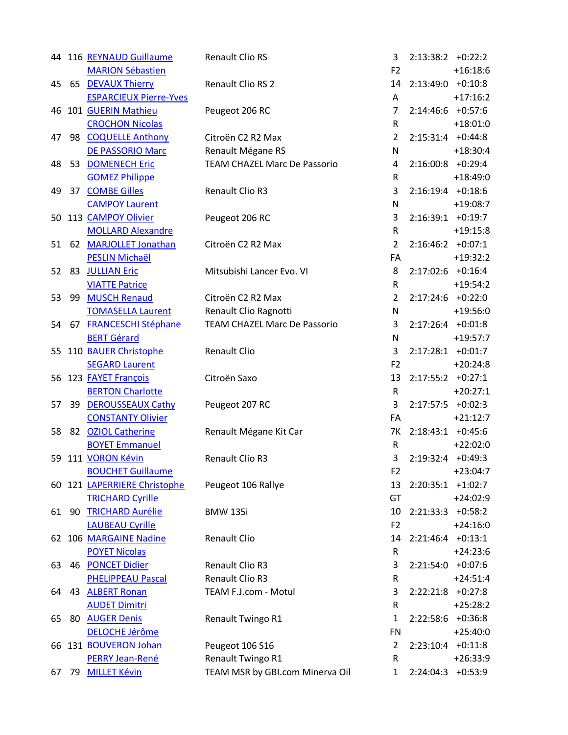| | | | | | | |
|---|---|---|---|---|---|---|
| 44 | 116 | REYNAUD Guillaume | Renault Clio RS | 3 | 2:13:38:2 | +0:22:2 |
| | | MARION Sébastien | | F2 | | +16:18:6 |
| 45 | 65 | DEVAUX Thierry | Renault Clio RS 2 | 14 | 2:13:49:0 | +0:10:8 |
| | | ESPARCIEUX Pierre-Yves | | A | | +17:16:2 |
| 46 | 101 | GUERIN Mathieu | Peugeot 206 RC | 7 | 2:14:46:6 | +0:57:6 |
| | | CROCHON Nicolas | | R | | +18:01:0 |
| 47 | 98 | COQUELLE Anthony | Citroën C2 R2 Max | 2 | 2:15:31:4 | +0:44:8 |
| | | DE PASSORIO Marc | Renault Mégane RS | N | | +18:30:4 |
| 48 | 53 | DOMENECH Eric | TEAM CHAZEL Marc De Passorio | 4 | 2:16:00:8 | +0:29:4 |
| | | GOMEZ Philippe | | R | | +18:49:0 |
| 49 | 37 | COMBE Gilles | Renault Clio R3 | 3 | 2:16:19:4 | +0:18:6 |
| | | CAMPOY Laurent | | N | | +19:08:7 |
| 50 | 113 | CAMPOY Olivier | Peugeot 206 RC | 3 | 2:16:39:1 | +0:19:7 |
| | | MOLLARD Alexandre | | R | | +19:15:8 |
| 51 | 62 | MARJOLLET Jonathan | Citroën C2 R2 Max | 2 | 2:16:46:2 | +0:07:1 |
| | | PESLIN Michaël | | FA | | +19:32:2 |
| 52 | 83 | JULLIAN Eric | Mitsubishi Lancer Evo. VI | 8 | 2:17:02:6 | +0:16:4 |
| | | VIATTE Patrice | | R | | +19:54:2 |
| 53 | 99 | MUSCH Renaud | Citroën C2 R2 Max | 2 | 2:17:24:6 | +0:22:0 |
| | | TOMASELLA Laurent | Renault Clio Ragnotti | N | | +19:56:0 |
| 54 | 67 | FRANCESCHI Stéphane | TEAM CHAZEL Marc De Passorio | 3 | 2:17:26:4 | +0:01:8 |
| | | BERT Gérard | | N | | +19:57:7 |
| 55 | 110 | BAUER Christophe | Renault Clio | 3 | 2:17:28:1 | +0:01:7 |
| | | SEGARD Laurent | | F2 | | +20:24:8 |
| 56 | 123 | FAYET François | Citroën Saxo | 13 | 2:17:55:2 | +0:27:1 |
| | | BERTON Charlotte | | R | | +20:27:1 |
| 57 | 39 | DEROUSSEAUX Cathy | Peugeot 207 RC | 3 | 2:17:57:5 | +0:02:3 |
| | | CONSTANTY Olivier | | FA | | +21:12:7 |
| 58 | 82 | OZIOL Catherine | Renault Mégane Kit Car | 7K | 2:18:43:1 | +0:45:6 |
| | | BOYET Emmanuel | | R | | +22:02:0 |
| 59 | 111 | VORON Kévin | Renault Clio R3 | 3 | 2:19:32:4 | +0:49:3 |
| | | BOUCHET Guillaume | | F2 | | +23:04:7 |
| 60 | 121 | LAPERRIERE Christophe | Peugeot 106 Rallye | 13 | 2:20:35:1 | +1:02:7 |
| | | TRICHARD Cyrille | | GT | | +24:02:9 |
| 61 | 90 | TRICHARD Aurélie | BMW 135i | 10 | 2:21:33:3 | +0:58:2 |
| | | LAUBEAU Cyrille | | F2 | | +24:16:0 |
| 62 | 106 | MARGAINE Nadine | Renault Clio | 14 | 2:21:46:4 | +0:13:1 |
| | | POYET Nicolas | | R | | +24:23:6 |
| 63 | 46 | PONCET Didier | Renault Clio R3 | 3 | 2:21:54:0 | +0:07:6 |
| | | PHELIPPEAU Pascal | Renault Clio R3 | R | | +24:51:4 |
| 64 | 43 | ALBERT Ronan | TEAM F.J.com - Motul | 3 | 2:22:21:8 | +0:27:8 |
| | | AUDET Dimitri | | R | | +25:28:2 |
| 65 | 80 | AUGER Denis | Renault Twingo R1 | 1 | 2:22:58:6 | +0:36:8 |
| | | DELOCHE Jérôme | | FN | | +25:40:0 |
| 66 | 131 | BOUVERON Johan | Peugeot 106 S16 | 2 | 2:23:10:4 | +0:11:8 |
| | | PERRY Jean-René | Renault Twingo R1 | R | | +26:33:9 |
| 67 | 79 | MILLET Kévin | TEAM MSR by GBI.com Minerva Oil | 1 | 2:24:04:3 | +0:53:9 |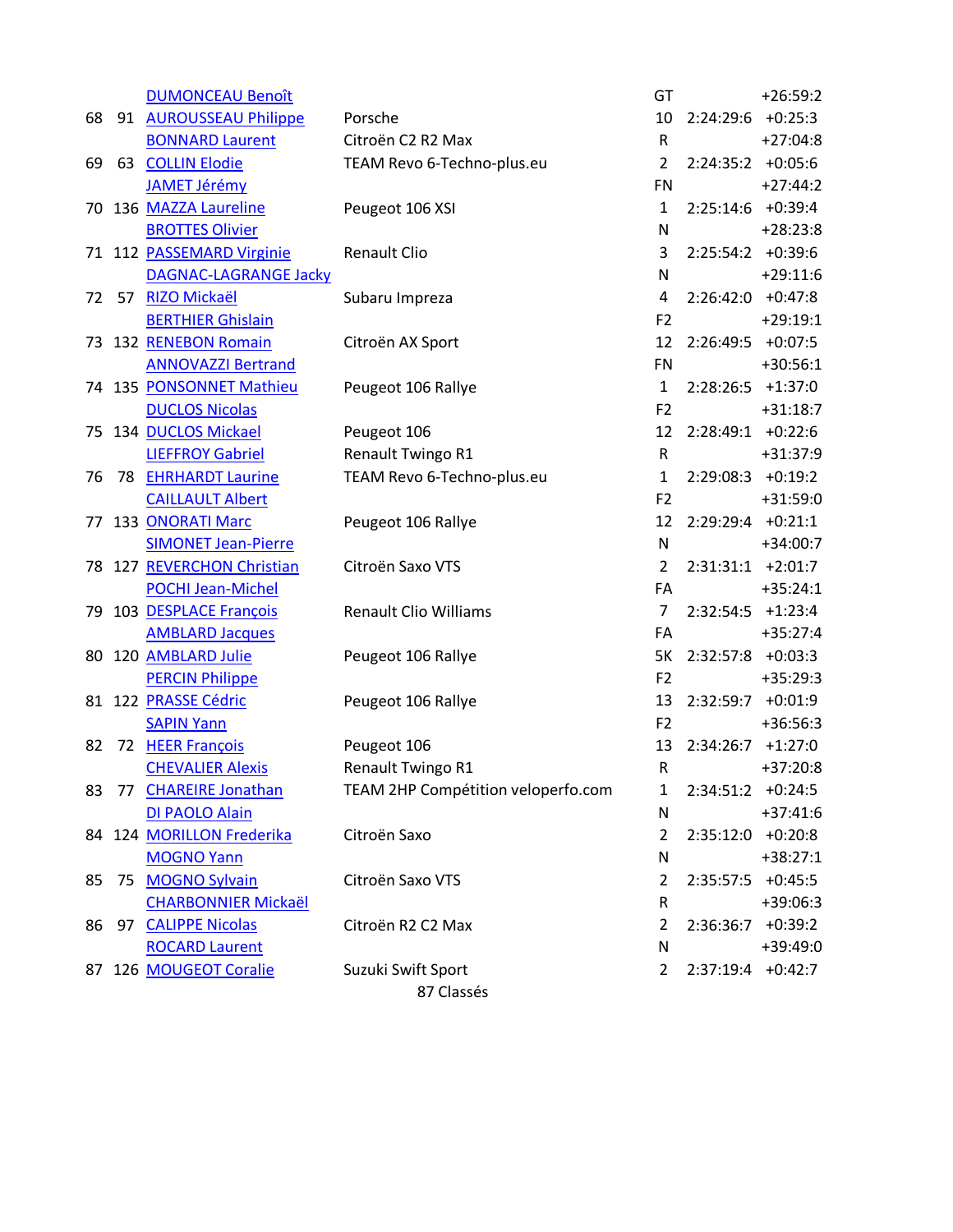| | | | | | | |
|---|---|---|---|---|---|---|
| | | DUMONCEAU Benoît | | GT | | +26:59:2 |
| 68 | 91 | AUROUSSEAU Philippe | Porsche | 10 | 2:24:29:6 | +0:25:3 |
| | | BONNARD Laurent | Citroën C2 R2 Max | R | | +27:04:8 |
| 69 | 63 | COLLIN Elodie | TEAM Revo 6-Techno-plus.eu | 2 | 2:24:35:2 | +0:05:6 |
| | | JAMET Jérémy | | FN | | +27:44:2 |
| 70 | 136 | MAZZA Laureline | Peugeot 106 XSI | 1 | 2:25:14:6 | +0:39:4 |
| | | BROTTES Olivier | | N | | +28:23:8 |
| 71 | 112 | PASSEMARD Virginie | Renault Clio | 3 | 2:25:54:2 | +0:39:6 |
| | | DAGNAC-LAGRANGE Jacky | | N | | +29:11:6 |
| 72 | 57 | RIZO Mickaël | Subaru Impreza | 4 | 2:26:42:0 | +0:47:8 |
| | | BERTHIER Ghislain | | F2 | | +29:19:1 |
| 73 | 132 | RENEBON Romain | Citroën AX Sport | 12 | 2:26:49:5 | +0:07:5 |
| | | ANNOVAZZI Bertrand | | FN | | +30:56:1 |
| 74 | 135 | PONSONNET Mathieu | Peugeot 106 Rallye | 1 | 2:28:26:5 | +1:37:0 |
| | | DUCLOS Nicolas | | F2 | | +31:18:7 |
| 75 | 134 | DUCLOS Mickael | Peugeot 106 | 12 | 2:28:49:1 | +0:22:6 |
| | | LIEFFROY Gabriel | Renault Twingo R1 | R | | +31:37:9 |
| 76 | 78 | EHRHARDT Laurine | TEAM Revo 6-Techno-plus.eu | 1 | 2:29:08:3 | +0:19:2 |
| | | CAILLAULT Albert | | F2 | | +31:59:0 |
| 77 | 133 | ONORATI Marc | Peugeot 106 Rallye | 12 | 2:29:29:4 | +0:21:1 |
| | | SIMONET Jean-Pierre | | N | | +34:00:7 |
| 78 | 127 | REVERCHON Christian | Citroën Saxo VTS | 2 | 2:31:31:1 | +2:01:7 |
| | | POCHI Jean-Michel | | FA | | +35:24:1 |
| 79 | 103 | DESPLACE François | Renault Clio Williams | 7 | 2:32:54:5 | +1:23:4 |
| | | AMBLARD Jacques | | FA | | +35:27:4 |
| 80 | 120 | AMBLARD Julie | Peugeot 106 Rallye | 5K | 2:32:57:8 | +0:03:3 |
| | | PERCIN Philippe | | F2 | | +35:29:3 |
| 81 | 122 | PRASSE Cédric | Peugeot 106 Rallye | 13 | 2:32:59:7 | +0:01:9 |
| | | SAPIN Yann | | F2 | | +36:56:3 |
| 82 | 72 | HEER François | Peugeot 106 | 13 | 2:34:26:7 | +1:27:0 |
| | | CHEVALIER Alexis | Renault Twingo R1 | R | | +37:20:8 |
| 83 | 77 | CHAREIRE Jonathan | TEAM 2HP Compétition veloperfo.com | 1 | 2:34:51:2 | +0:24:5 |
| | | DI PAOLO Alain | | N | | +37:41:6 |
| 84 | 124 | MORILLON Frederika | Citroën Saxo | 2 | 2:35:12:0 | +0:20:8 |
| | | MOGNO Yann | | N | | +38:27:1 |
| 85 | 75 | MOGNO Sylvain | Citroën Saxo VTS | 2 | 2:35:57:5 | +0:45:5 |
| | | CHARBONNIER Mickaël | | R | | +39:06:3 |
| 86 | 97 | CALIPPE Nicolas | Citroën R2 C2 Max | 2 | 2:36:36:7 | +0:39:2 |
| | | ROCARD Laurent | | N | | +39:49:0 |
| 87 | 126 | MOUGEOT Coralie | Suzuki Swift Sport | 2 | 2:37:19:4 | +0:42:7 |

87 Classés